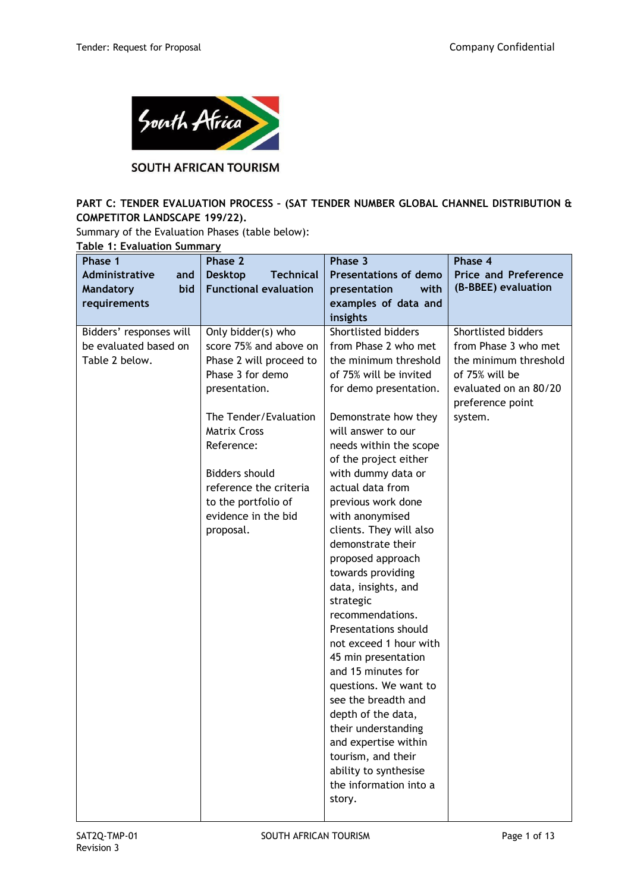SOUTH AFRICAN TOURISM

**PART C: TENDER EVALUATION PROCESS – (SAT TENDER NUMBER GLOBAL CHANNEL DISTRIBUTION & COMPETITOR LANDSCAPE 199/22).**

Summary of the Evaluation Phases (table below):

**Table 1: Evaluation Summary**

| Phase 1 Administrative and Mandatory bid requirements | Phase 2 Desktop Technical Functional evaluation | Phase 3 Presentations of demo presentation with examples of data and insights | Phase 4 Price and Preference (B-BBEE) evaluation |
|---|---|---|---|
| Bidders' responses will be evaluated based on Table 2 below. | Only bidder(s) who score 75% and above on Phase 2 will proceed to Phase 3 for demo presentation.<br><br>The Tender/Evaluation Matrix Cross Reference:<br><br>Bidders should reference the criteria to the portfolio of evidence in the bid proposal. | Shortlisted bidders from Phase 2 who met the minimum threshold of 75% will be invited for demo presentation.<br><br>Demonstrate how they will answer to our needs within the scope of the project either with dummy data or actual data from previous work done with anonymised clients. They will also demonstrate their proposed approach towards providing data, insights, and strategic recommendations. Presentations should not exceed 1 hour with 45 min presentation and 15 minutes for questions. We want to see the breadth and depth of the data, their understanding and expertise within tourism, and their ability to synthesise the information into a story. | Shortlisted bidders from Phase 3 who met the minimum threshold of 75% will be evaluated on an 80/20 preference point system. |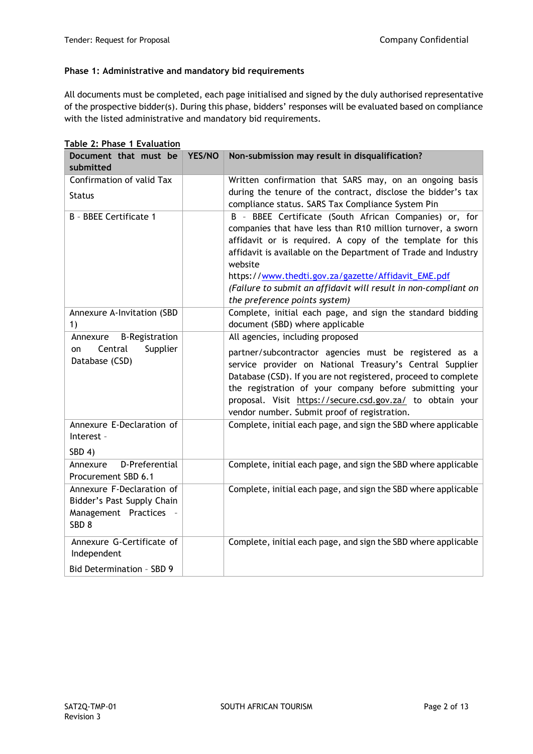**Phase 1: Administrative and mandatory bid requirements**

All documents must be completed, each page initialised and signed by the duly authorised representative of the prospective bidder(s). During this phase, bidders' responses will be evaluated based on compliance with the listed administrative and mandatory bid requirements.

**Table 2: Phase 1 Evaluation**

| Document that must be submitted | YES/NO | Non-submission may result in disqualification? |
|---|---|---|
| Confirmation of valid Tax Status | | Written confirmation that SARS may, on an ongoing basis during the tenure of the contract, disclose the bidder's tax compliance status. SARS Tax Compliance System Pin |
| B - BBEE Certificate 1 | | B - BBEE Certificate (South African Companies) or, for companies that have less than R10 million turnover, a sworn affidavit or is required. A copy of the template for this affidavit is available on the Department of Trade and Industry website https://www.thedti.gov.za/gazette/Affidavit_EME.pdf *(Failure to submit an affidavit will result in non-compliant on the preference points system)* |
| Annexure A-Invitation (SBD 1) | | Complete, initial each page, and sign the standard bidding document (SBD) where applicable |
| Annexure B-Registration on Central Supplier Database (CSD) | | All agencies, including proposed partner/subcontractor agencies must be registered as a service provider on National Treasury's Central Supplier Database (CSD). If you are not registered, proceed to complete the registration of your company before submitting your proposal. Visit https://secure.csd.gov.za/ to obtain your vendor number. Submit proof of registration. |
| Annexure E-Declaration of Interest - SBD 4) | | Complete, initial each page, and sign the SBD where applicable |
| Annexure D-Preferential Procurement SBD 6.1 | | Complete, initial each page, and sign the SBD where applicable |
| Annexure F-Declaration of Bidder's Past Supply Chain Management Practices - SBD 8 | | Complete, initial each page, and sign the SBD where applicable |
| Annexure G-Certificate of Independent Bid Determination - SBD 9 | | Complete, initial each page, and sign the SBD where applicable |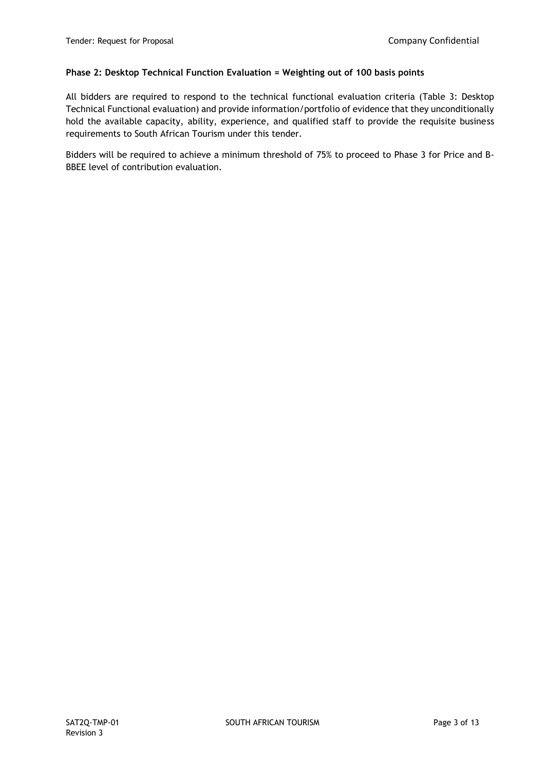**Phase 2: Desktop Technical Function Evaluation = Weighting out of 100 basis points**

All bidders are required to respond to the technical functional evaluation criteria (Table 3: Desktop Technical Functional evaluation) and provide information/portfolio of evidence that they unconditionally hold the available capacity, ability, experience, and qualified staff to provide the requisite business requirements to South African Tourism under this tender.

Bidders will be required to achieve a minimum threshold of 75% to proceed to Phase 3 for Price and B-BBEE level of contribution evaluation.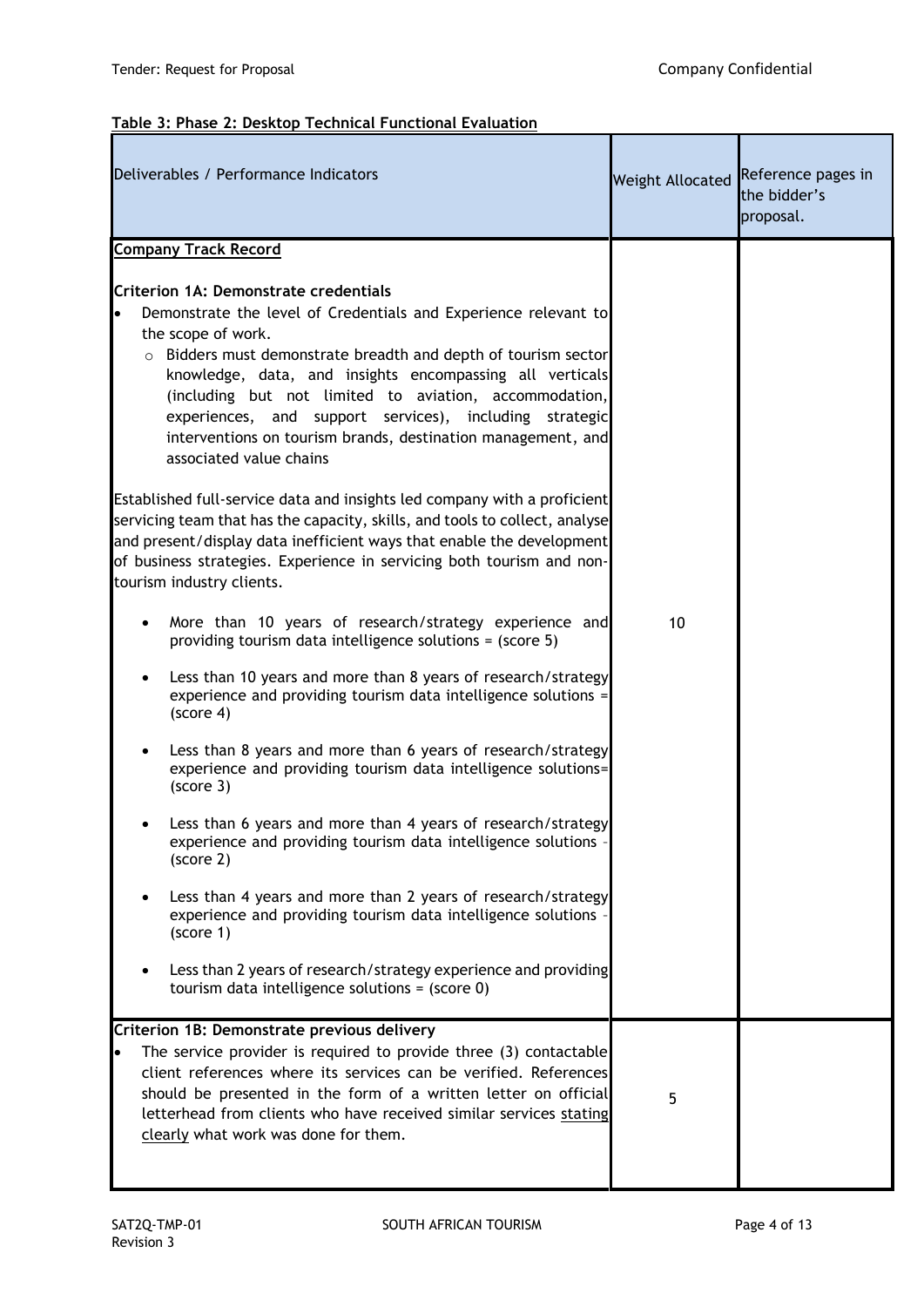**Table 3: Phase 2: Desktop Technical Functional Evaluation**

| Deliverables / Performance Indicators | Weight Allocated | Reference pages in the bidder's proposal. |
|---|---|---|
| **Company Track Record**<br><br>**Criterion 1A: Demonstrate credentials**<br>• Demonstrate the level of Credentials and Experience relevant to the scope of work.<br>  ○ Bidders must demonstrate breadth and depth of tourism sector knowledge, data, and insights encompassing all verticals (including but not limited to aviation, accommodation, experiences, and support services), including strategic interventions on tourism brands, destination management, and associated value chains<br><br>Established full-service data and insights led company with a proficient servicing team that has the capacity, skills, and tools to collect, analyse and present/display data inefficient ways that enable the development of business strategies. Experience in servicing both tourism and non-tourism industry clients.<br><br>• More than 10 years of research/strategy experience and providing tourism data intelligence solutions = (score 5)<br>• Less than 10 years and more than 8 years of research/strategy experience and providing tourism data intelligence solutions = (score 4)<br>• Less than 8 years and more than 6 years of research/strategy experience and providing tourism data intelligence solutions= (score 3)<br>• Less than 6 years and more than 4 years of research/strategy experience and providing tourism data intelligence solutions - (score 2)<br>• Less than 4 years and more than 2 years of research/strategy experience and providing tourism data intelligence solutions - (score 1)<br>• Less than 2 years of research/strategy experience and providing tourism data intelligence solutions = (score 0) | 10 | |
| **Criterion 1B: Demonstrate previous delivery**<br>• The service provider is required to provide three (3) contactable client references where its services can be verified. References should be presented in the form of a written letter on official letterhead from clients who have received similar services stating clearly what work was done for them. | 5 | |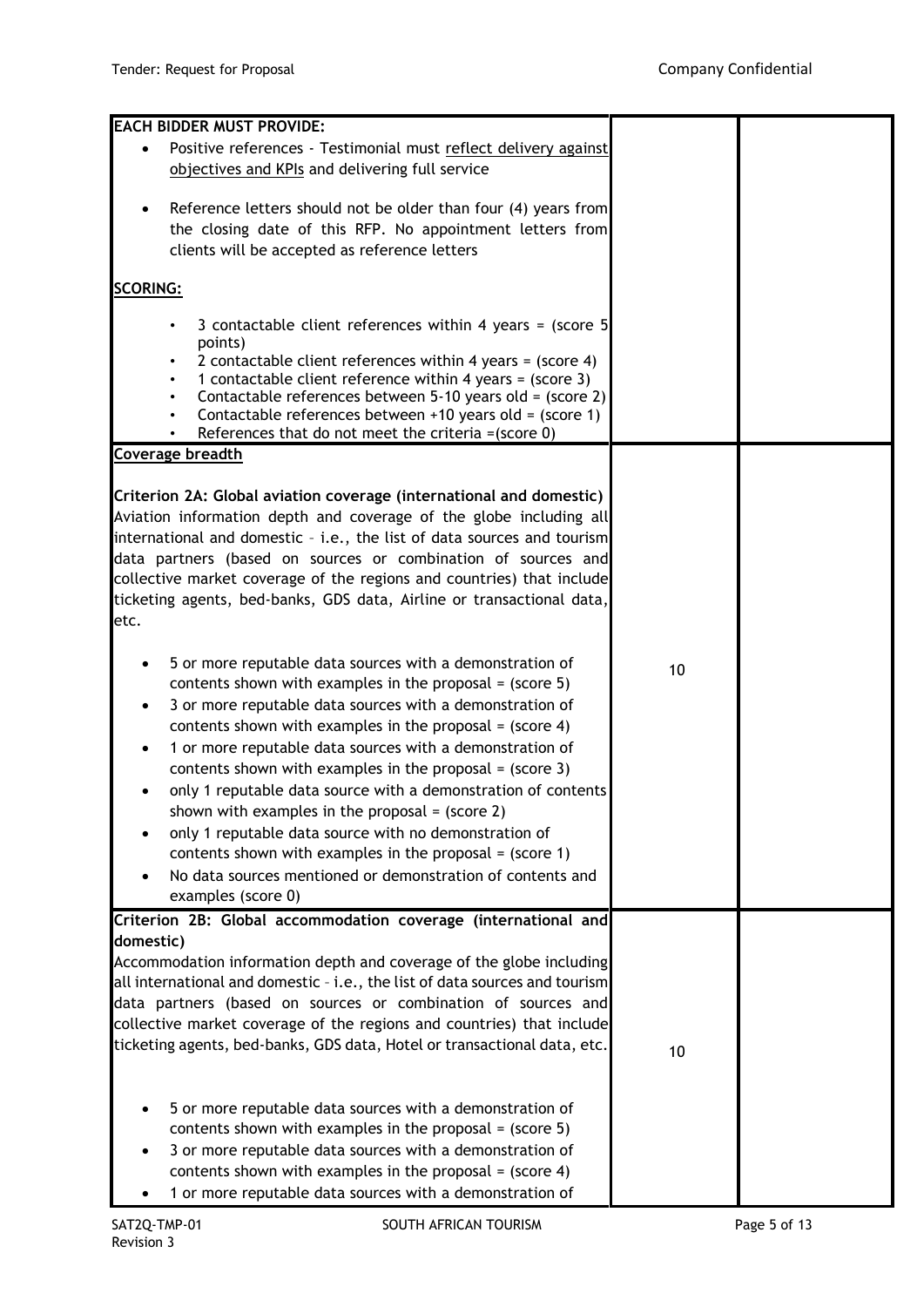| | | |
|---|---|---|
| **EACH BIDDER MUST PROVIDE:**<br>• Positive references - Testimonial must reflect delivery against objectives and KPIs and delivering full service<br>• Reference letters should not be older than four (4) years from the closing date of this RFP. No appointment letters from clients will be accepted as reference letters<br><br>**SCORING:**<br>• 3 contactable client references within 4 years = (score 5 points)<br>• 2 contactable client references within 4 years = (score 4)<br>• 1 contactable client reference within 4 years = (score 3)<br>• Contactable references between 5-10 years old = (score 2)<br>• Contactable references between +10 years old = (score 1)<br>• References that do not meet the criteria =(score 0) | | |
| **Coverage breadth**<br><br>**Criterion 2A: Global aviation coverage (international and domestic)**<br>Aviation information depth and coverage of the globe including all international and domestic – i.e., the list of data sources and tourism data partners (based on sources or combination of sources and collective market coverage of the regions and countries) that include ticketing agents, bed-banks, GDS data, Airline or transactional data, etc.<br><br>• 5 or more reputable data sources with a demonstration of contents shown with examples in the proposal = (score 5)<br>• 3 or more reputable data sources with a demonstration of contents shown with examples in the proposal = (score 4)<br>• 1 or more reputable data sources with a demonstration of contents shown with examples in the proposal = (score 3)<br>• only 1 reputable data source with a demonstration of contents shown with examples in the proposal = (score 2)<br>• only 1 reputable data source with no demonstration of contents shown with examples in the proposal = (score 1)<br>• No data sources mentioned or demonstration of contents and examples (score 0) | 10 | |
| **Criterion 2B: Global accommodation coverage (international and domestic)**<br>Accommodation information depth and coverage of the globe including all international and domestic – i.e., the list of data sources and tourism data partners (based on sources or combination of sources and collective market coverage of the regions and countries) that include ticketing agents, bed-banks, GDS data, Hotel or transactional data, etc.<br><br>• 5 or more reputable data sources with a demonstration of contents shown with examples in the proposal = (score 5)<br>• 3 or more reputable data sources with a demonstration of contents shown with examples in the proposal = (score 4)<br>• 1 or more reputable data sources with a demonstration of | 10 | |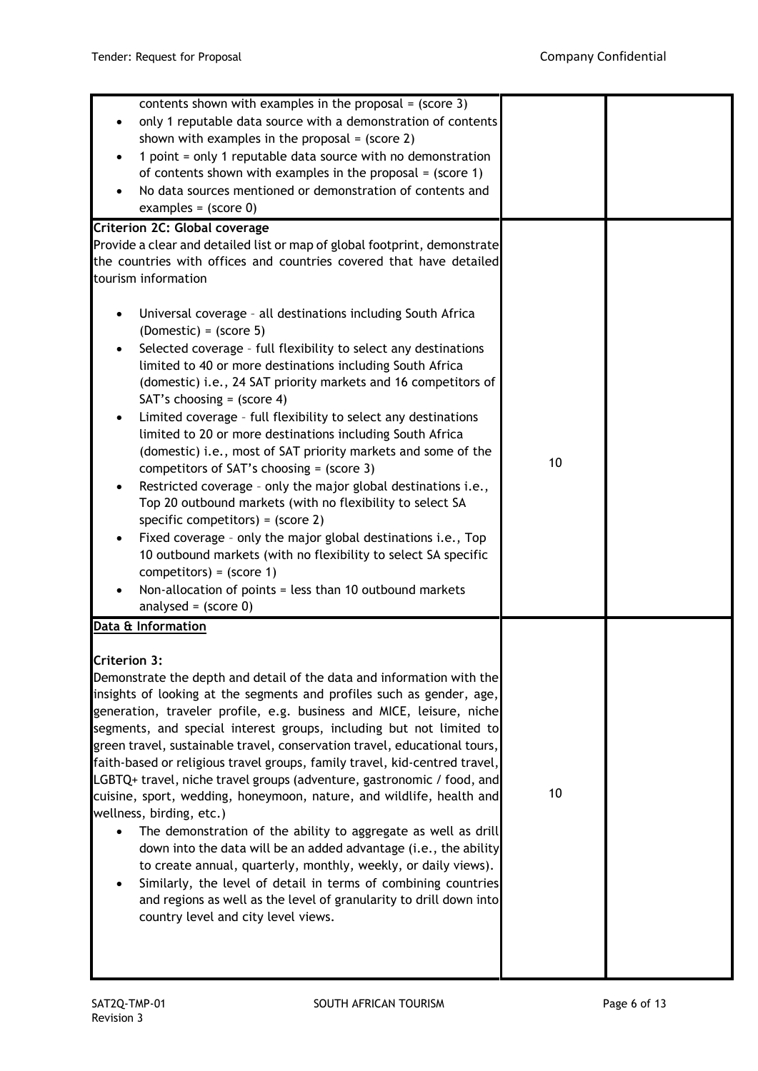| | | |
|---|---|---|
| contents shown with examples in the proposal = (score 3)<br>• only 1 reputable data source with a demonstration of contents shown with examples in the proposal = (score 2)<br>• 1 point = only 1 reputable data source with no demonstration of contents shown with examples in the proposal = (score 1)<br>• No data sources mentioned or demonstration of contents and examples = (score 0) | | |
| **Criterion 2C: Global coverage**<br>Provide a clear and detailed list or map of global footprint, demonstrate the countries with offices and countries covered that have detailed tourism information<br><br>• Universal coverage – all destinations including South Africa (Domestic) = (score 5)<br>• Selected coverage – full flexibility to select any destinations limited to 40 or more destinations including South Africa (domestic) i.e., 24 SAT priority markets and 16 competitors of SAT's choosing = (score 4)<br>• Limited coverage – full flexibility to select any destinations limited to 20 or more destinations including South Africa (domestic) i.e., most of SAT priority markets and some of the competitors of SAT's choosing = (score 3)<br>• Restricted coverage – only the major global destinations i.e., Top 20 outbound markets (with no flexibility to select SA specific competitors) = (score 2)<br>• Fixed coverage – only the major global destinations i.e., Top 10 outbound markets (with no flexibility to select SA specific competitors) = (score 1)<br>• Non-allocation of points = less than 10 outbound markets analysed = (score 0) | 10 | |
| <u>**Data & Information**</u><br><br>**Criterion 3:**<br>Demonstrate the depth and detail of the data and information with the insights of looking at the segments and profiles such as gender, age, generation, traveler profile, e.g. business and MICE, leisure, niche segments, and special interest groups, including but not limited to green travel, sustainable travel, conservation travel, educational tours, faith-based or religious travel groups, family travel, kid-centred travel, LGBTQ+ travel, niche travel groups (adventure, gastronomic / food, and cuisine, sport, wedding, honeymoon, nature, and wildlife, health and wellness, birding, etc.)<br>• The demonstration of the ability to aggregate as well as drill down into the data will be an added advantage (i.e., the ability to create annual, quarterly, monthly, weekly, or daily views).<br>• Similarly, the level of detail in terms of combining countries and regions as well as the level of granularity to drill down into country level and city level views. | 10 | |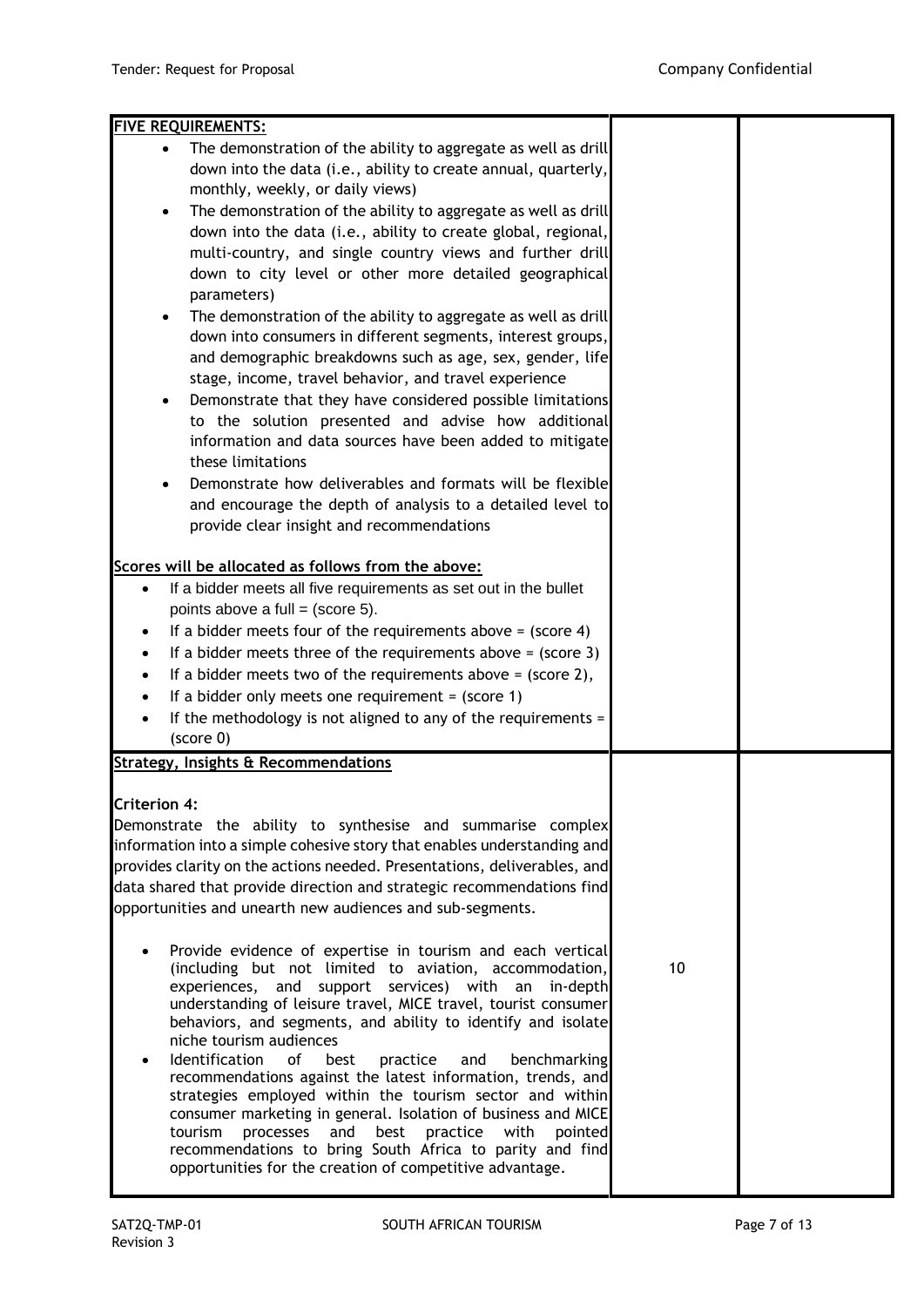| | | |
|---|---|---|
| **FIVE REQUIREMENTS:**<br>• The demonstration of the ability to aggregate as well as drill down into the data (i.e., ability to create annual, quarterly, monthly, weekly, or daily views)<br>• The demonstration of the ability to aggregate as well as drill down into the data (i.e., ability to create global, regional, multi-country, and single country views and further drill down to city level or other more detailed geographical parameters)<br>• The demonstration of the ability to aggregate as well as drill down into consumers in different segments, interest groups, and demographic breakdowns such as age, sex, gender, life stage, income, travel behavior, and travel experience<br>• Demonstrate that they have considered possible limitations to the solution presented and advise how additional information and data sources have been added to mitigate these limitations<br>• Demonstrate how deliverables and formats will be flexible and encourage the depth of analysis to a detailed level to provide clear insight and recommendations<br><br>**Scores will be allocated as follows from the above:**<br>• If a bidder meets all five requirements as set out in the bullet points above a full = (score 5).<br>• If a bidder meets four of the requirements above = (score 4)<br>• If a bidder meets three of the requirements above = (score 3)<br>• If a bidder meets two of the requirements above = (score 2),<br>• If a bidder only meets one requirement = (score 1)<br>• If the methodology is not aligned to any of the requirements = (score 0) | | |
| **Strategy, Insights & Recommendations**<br><br>**Criterion 4:**<br>Demonstrate the ability to synthesise and summarise complex information into a simple cohesive story that enables understanding and provides clarity on the actions needed. Presentations, deliverables, and data shared that provide direction and strategic recommendations find opportunities and unearth new audiences and sub-segments.<br><br>• Provide evidence of expertise in tourism and each vertical (including but not limited to aviation, accommodation, experiences, and support services) with an in-depth understanding of leisure travel, MICE travel, tourist consumer behaviors, and segments, and ability to identify and isolate niche tourism audiences<br>• Identification of best practice and benchmarking recommendations against the latest information, trends, and strategies employed within the tourism sector and within consumer marketing in general. Isolation of business and MICE tourism processes and best practice with pointed recommendations to bring South Africa to parity and find opportunities for the creation of competitive advantage. | 10 | |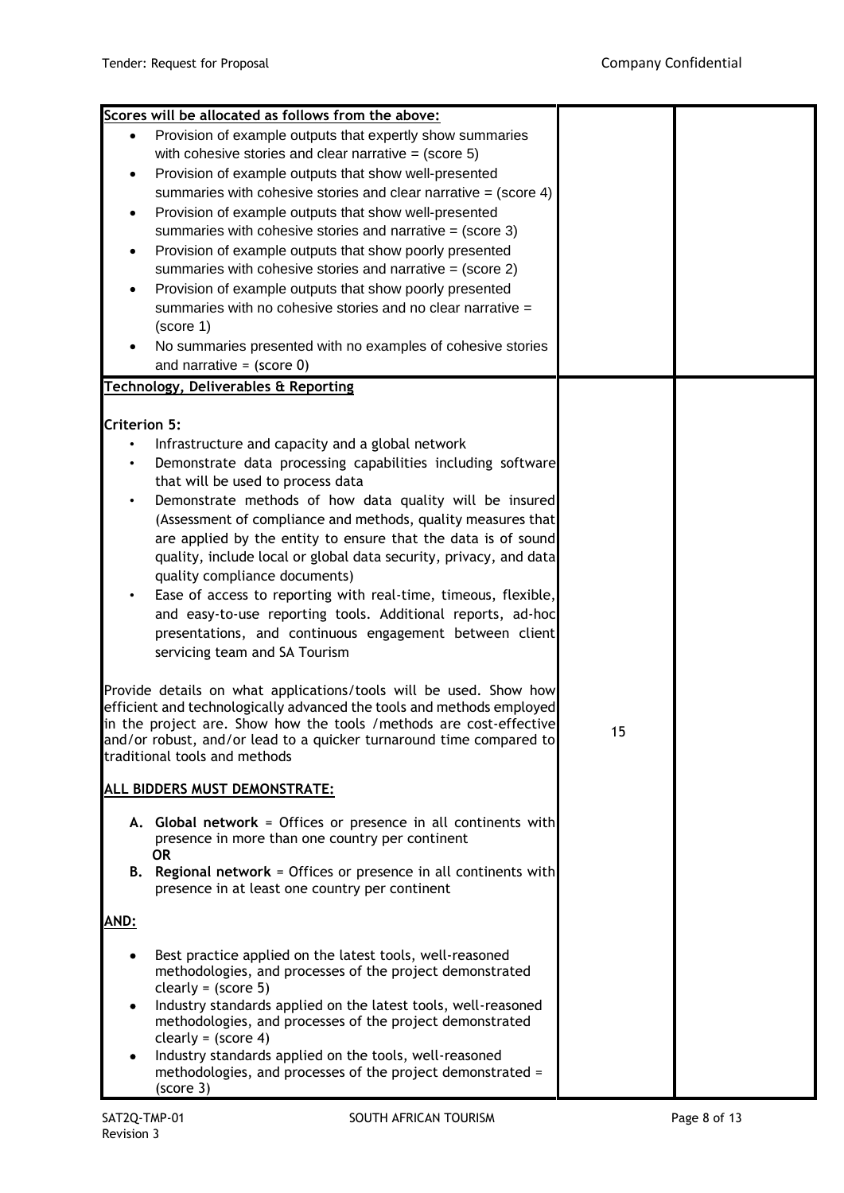| | | |
|---|---|---|
| **Scores will be allocated as follows from the above:**<br>• Provision of example outputs that expertly show summaries with cohesive stories and clear narrative = (score 5)<br>• Provision of example outputs that show well-presented summaries with cohesive stories and clear narrative = (score 4)<br>• Provision of example outputs that show well-presented summaries with cohesive stories and narrative = (score 3)<br>• Provision of example outputs that show poorly presented summaries with cohesive stories and narrative = (score 2)<br>• Provision of example outputs that show poorly presented summaries with no cohesive stories and no clear narrative = (score 1)<br>• No summaries presented with no examples of cohesive stories and narrative = (score 0) | | |
| **Technology, Deliverables & Reporting**<br><br>**Criterion 5:**<br>• Infrastructure and capacity and a global network<br>• Demonstrate data processing capabilities including software that will be used to process data<br>• Demonstrate methods of how data quality will be insured (Assessment of compliance and methods, quality measures that are applied by the entity to ensure that the data is of sound quality, include local or global data security, privacy, and data quality compliance documents)<br>• Ease of access to reporting with real-time, timeous, flexible, and easy-to-use reporting tools. Additional reports, ad-hoc presentations, and continuous engagement between client servicing team and SA Tourism<br><br>Provide details on what applications/tools will be used. Show how efficient and technologically advanced the tools and methods employed in the project are. Show how the tools /methods are cost-effective and/or robust, and/or lead to a quicker turnaround time compared to traditional tools and methods<br><br>**ALL BIDDERS MUST DEMONSTRATE:**<br><br>**A. Global network** = Offices or presence in all continents with presence in more than one country per continent<br>**OR**<br>**B. Regional network** = Offices or presence in all continents with presence in at least one country per continent<br><br>**AND:**<br><br>• Best practice applied on the latest tools, well-reasoned methodologies, and processes of the project demonstrated clearly = (score 5)<br>• Industry standards applied on the latest tools, well-reasoned methodologies, and processes of the project demonstrated clearly = (score 4)<br>• Industry standards applied on the tools, well-reasoned methodologies, and processes of the project demonstrated = (score 3) | 15 | |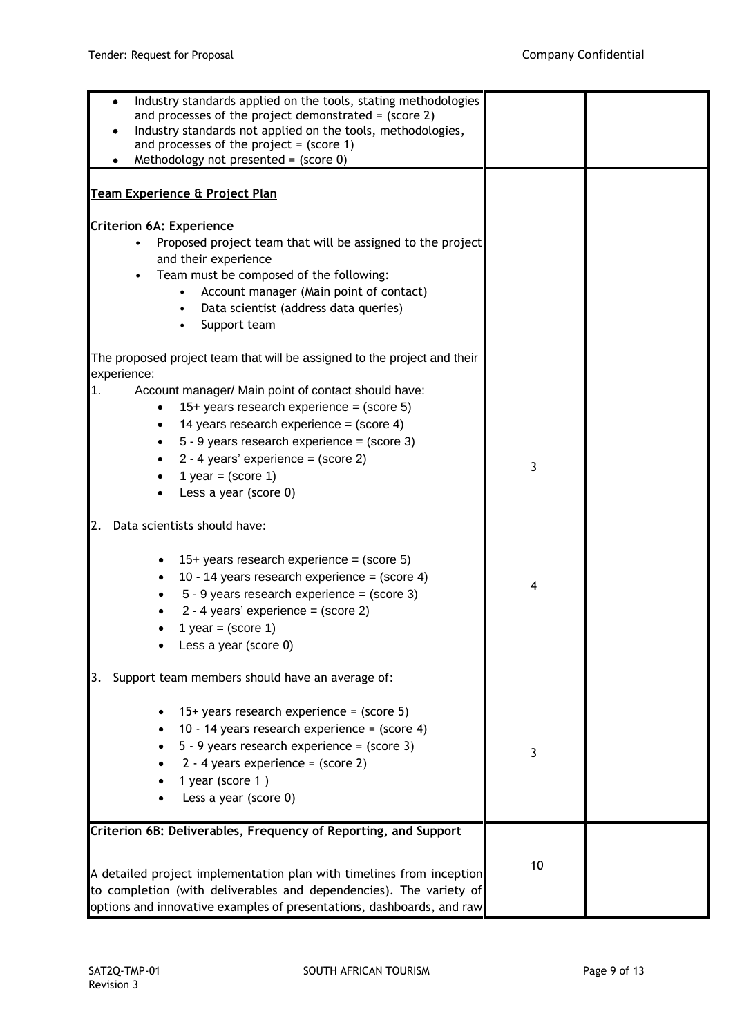| | | |
|---|---|---|
| • Industry standards applied on the tools, stating methodologies and processes of the project demonstrated = (score 2)<br>• Industry standards not applied on the tools, methodologies, and processes of the project = (score 1)<br>• Methodology not presented = (score 0) | | |
| **Team Experience & Project Plan**<br><br>**Criterion 6A: Experience**<br>• Proposed project team that will be assigned to the project and their experience<br>• Team must be composed of the following:<br>  • Account manager (Main point of contact)<br>  • Data scientist (address data queries)<br>  • Support team<br><br>The proposed project team that will be assigned to the project and their experience:<br>1. Account manager/ Main point of contact should have:<br>  • 15+ years research experience = (score 5)<br>  • 14 years research experience = (score 4)<br>  • 5 - 9 years research experience = (score 3)<br>  • 2 - 4 years' experience = (score 2)<br>  • 1 year = (score 1)<br>  • Less a year (score 0) | 3 | |
| 2. Data scientists should have:<br>  • 15+ years research experience = (score 5)<br>  • 10 - 14 years research experience = (score 4)<br>  • 5 - 9 years research experience = (score 3)<br>  • 2 - 4 years' experience = (score 2)<br>  • 1 year = (score 1)<br>  • Less a year (score 0) | 4 | |
| 3. Support team members should have an average of:<br>  • 15+ years research experience = (score 5)<br>  • 10 - 14 years research experience = (score 4)<br>  • 5 - 9 years research experience = (score 3)<br>  • 2 - 4 years experience = (score 2)<br>  • 1 year (score 1 )<br>  • Less a year (score 0) | 3 | |
| **Criterion 6B: Deliverables, Frequency of Reporting, and Support**<br><br>A detailed project implementation plan with timelines from inception to completion (with deliverables and dependencies). The variety of options and innovative examples of presentations, dashboards, and raw | 10 | |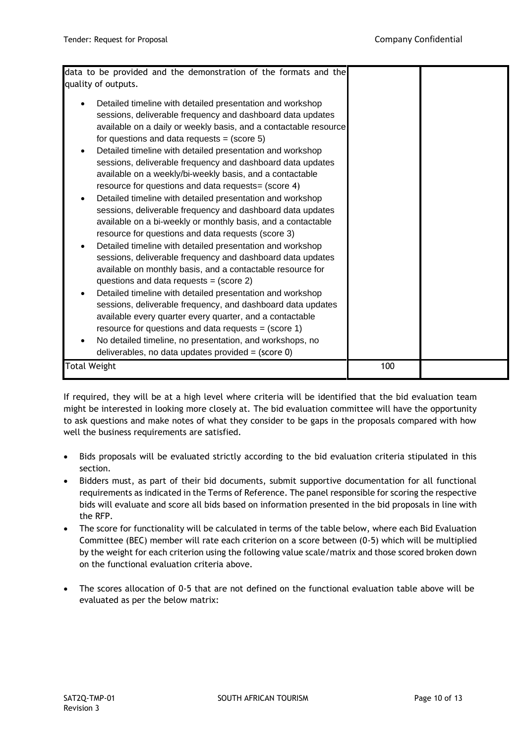| | | |
|---|---|---|
| data to be provided and the demonstration of the formats and the quality of outputs.<br><br>• Detailed timeline with detailed presentation and workshop sessions, deliverable frequency and dashboard data updates available on a daily or weekly basis, and a contactable resource for questions and data requests = (score 5)<br>• Detailed timeline with detailed presentation and workshop sessions, deliverable frequency and dashboard data updates available on a weekly/bi-weekly basis, and a contactable resource for questions and data requests= (score 4)<br>• Detailed timeline with detailed presentation and workshop sessions, deliverable frequency and dashboard data updates available on a bi-weekly or monthly basis, and a contactable resource for questions and data requests (score 3)<br>• Detailed timeline with detailed presentation and workshop sessions, deliverable frequency and dashboard data updates available on monthly basis, and a contactable resource for questions and data requests = (score 2)<br>• Detailed timeline with detailed presentation and workshop sessions, deliverable frequency, and dashboard data updates available every quarter every quarter, and a contactable resource for questions and data requests = (score 1)<br>• No detailed timeline, no presentation, and workshops, no deliverables, no data updates provided = (score 0) | | |
| Total Weight | 100 | |

If required, they will be at a high level where criteria will be identified that the bid evaluation team might be interested in looking more closely at. The bid evaluation committee will have the opportunity to ask questions and make notes of what they consider to be gaps in the proposals compared with how well the business requirements are satisfied.

- Bids proposals will be evaluated strictly according to the bid evaluation criteria stipulated in this section.
- Bidders must, as part of their bid documents, submit supportive documentation for all functional requirements as indicated in the Terms of Reference. The panel responsible for scoring the respective bids will evaluate and score all bids based on information presented in the bid proposals in line with the RFP.
- The score for functionality will be calculated in terms of the table below, where each Bid Evaluation Committee (BEC) member will rate each criterion on a score between (0-5) which will be multiplied by the weight for each criterion using the following value scale/matrix and those scored broken down on the functional evaluation criteria above.
- The scores allocation of 0-5 that are not defined on the functional evaluation table above will be evaluated as per the below matrix: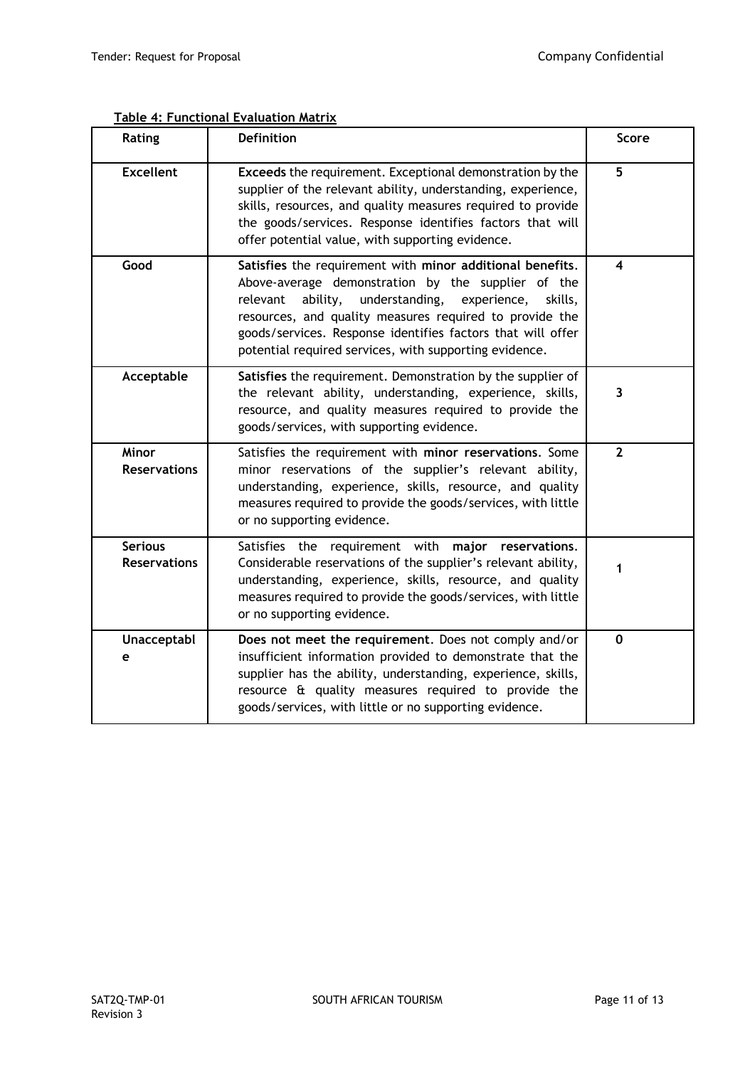**Table 4: Functional Evaluation Matrix**

| Rating | Definition | Score |
|---|---|---|
| **Excellent** | **Exceeds** the requirement. Exceptional demonstration by the supplier of the relevant ability, understanding, experience, skills, resources, and quality measures required to provide the goods/services. Response identifies factors that will offer potential value, with supporting evidence. | 5 |
| **Good** | **Satisfies** the requirement with **minor additional benefits**. Above-average demonstration by the supplier of the relevant ability, understanding, experience, skills, resources, and quality measures required to provide the goods/services. Response identifies factors that will offer potential required services, with supporting evidence. | 4 |
| **Acceptable** | **Satisfies** the requirement. Demonstration by the supplier of the relevant ability, understanding, experience, skills, resource, and quality measures required to provide the goods/services, with supporting evidence. | 3 |
| **Minor Reservations** | Satisfies the requirement with **minor reservations**. Some minor reservations of the supplier's relevant ability, understanding, experience, skills, resource, and quality measures required to provide the goods/services, with little or no supporting evidence. | 2 |
| **Serious Reservations** | Satisfies the requirement with **major reservations**. Considerable reservations of the supplier's relevant ability, understanding, experience, skills, resource, and quality measures required to provide the goods/services, with little or no supporting evidence. | 1 |
| **Unacceptable** | **Does not meet the requirement**. Does not comply and/or insufficient information provided to demonstrate that the supplier has the ability, understanding, experience, skills, resource & quality measures required to provide the goods/services, with little or no supporting evidence. | 0 |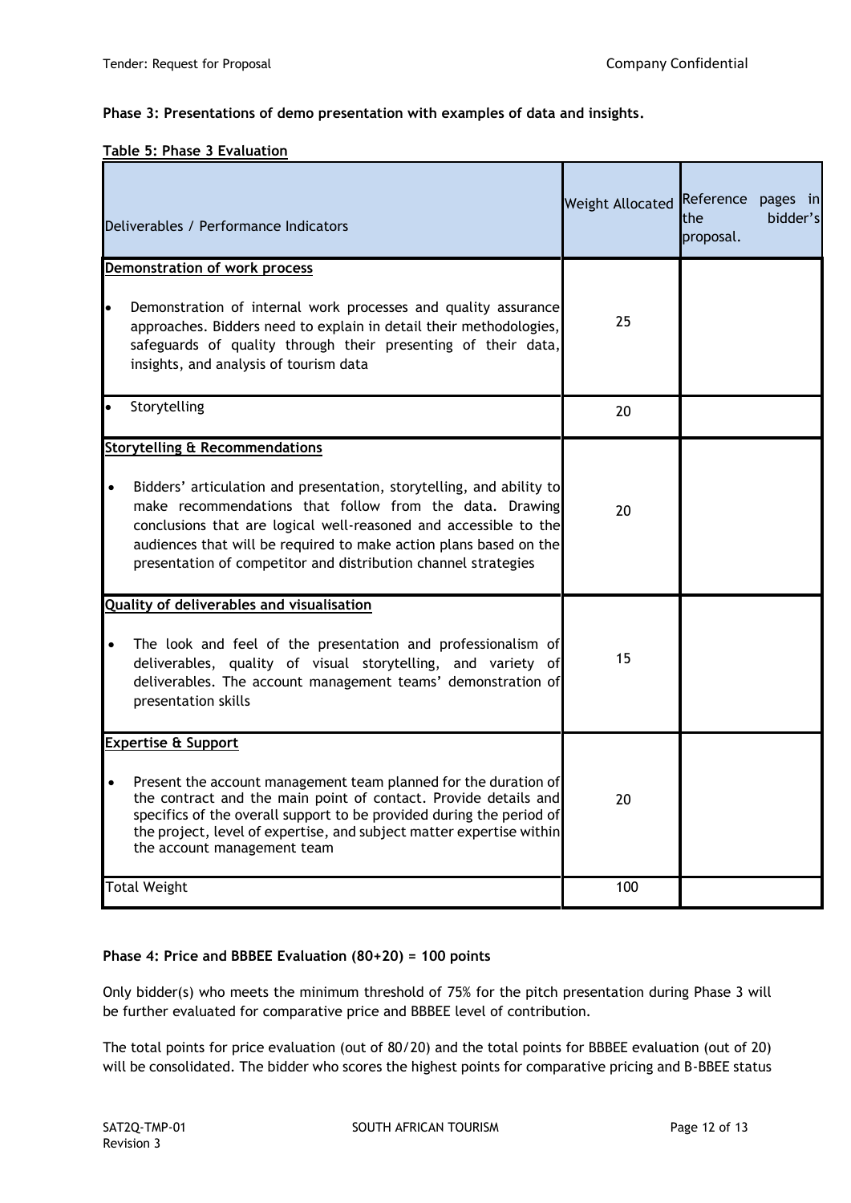**Phase 3: Presentations of demo presentation with examples of data and insights.**

**Table 5: Phase 3 Evaluation**

| Deliverables / Performance Indicators | Weight Allocated | Reference pages in the bidder's proposal. |
|---|---|---|
| **Demonstration of work process**<br><br>• Demonstration of internal work processes and quality assurance approaches. Bidders need to explain in detail their methodologies, safeguards of quality through their presenting of their data, insights, and analysis of tourism data | 25 | |
| • Storytelling | 20 | |
| **Storytelling & Recommendations**<br><br>• Bidders' articulation and presentation, storytelling, and ability to make recommendations that follow from the data. Drawing conclusions that are logical well-reasoned and accessible to the audiences that will be required to make action plans based on the presentation of competitor and distribution channel strategies | 20 | |
| **Quality of deliverables and visualisation**<br><br>• The look and feel of the presentation and professionalism of deliverables, quality of visual storytelling, and variety of deliverables. The account management teams' demonstration of presentation skills | 15 | |
| **Expertise & Support**<br><br>• Present the account management team planned for the duration of the contract and the main point of contact. Provide details and specifics of the overall support to be provided during the period of the project, level of expertise, and subject matter expertise within the account management team | 20 | |
| Total Weight | 100 | |

**Phase 4: Price and BBBEE Evaluation (80+20) = 100 points**

Only bidder(s) who meets the minimum threshold of 75% for the pitch presentation during Phase 3 will be further evaluated for comparative price and BBBEE level of contribution.

The total points for price evaluation (out of 80/20) and the total points for BBBEE evaluation (out of 20) will be consolidated. The bidder who scores the highest points for comparative pricing and B-BBEE status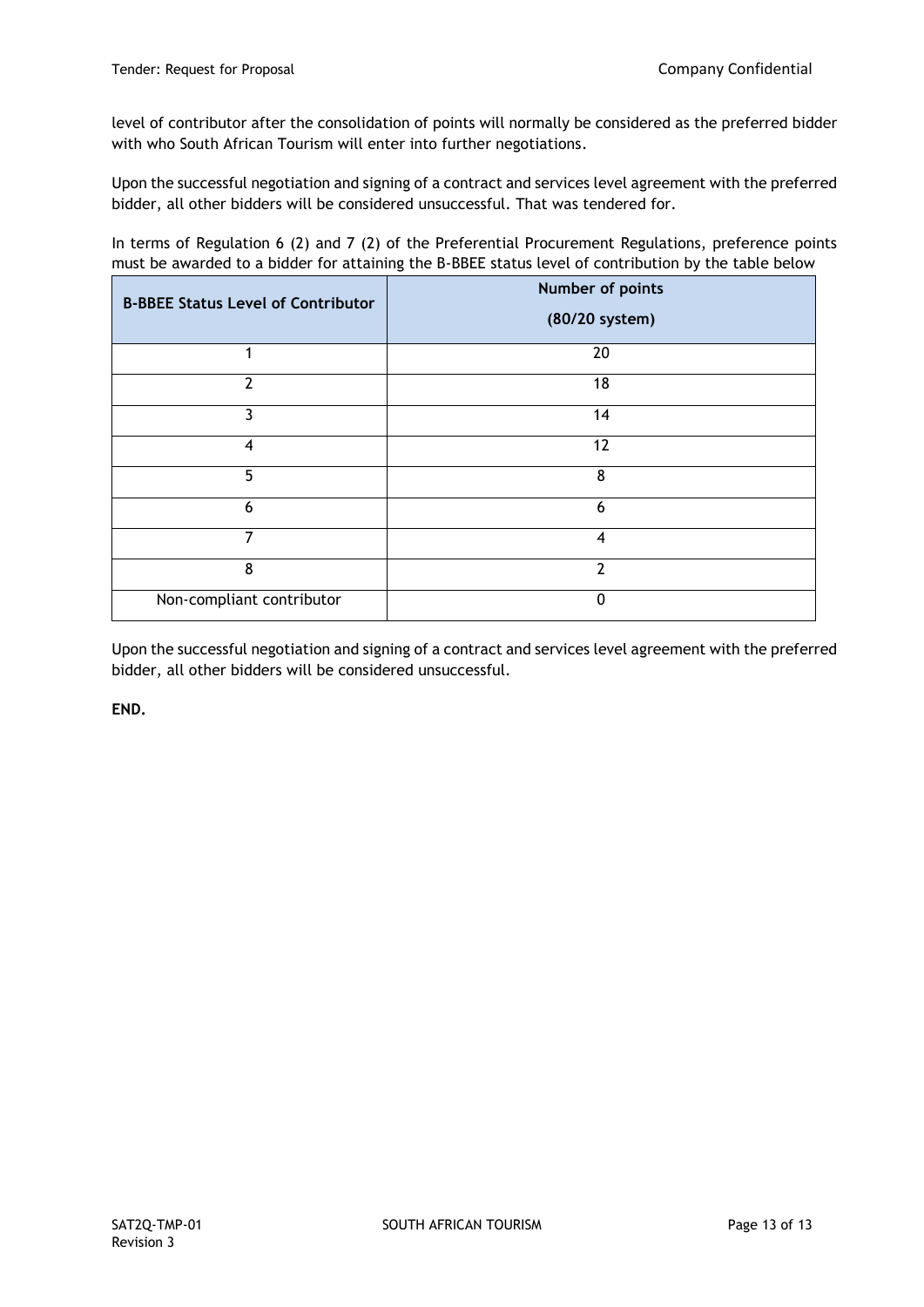level of contributor after the consolidation of points will normally be considered as the preferred bidder with who South African Tourism will enter into further negotiations.

Upon the successful negotiation and signing of a contract and services level agreement with the preferred bidder, all other bidders will be considered unsuccessful. That was tendered for.

In terms of Regulation 6 (2) and 7 (2) of the Preferential Procurement Regulations, preference points must be awarded to a bidder for attaining the B-BBEE status level of contribution by the table below

| B-BBEE Status Level of Contributor | Number of points (80/20 system) |
|---|---|
| 1 | 20 |
| 2 | 18 |
| 3 | 14 |
| 4 | 12 |
| 5 | 8 |
| 6 | 6 |
| 7 | 4 |
| 8 | 2 |
| Non-compliant contributor | 0 |

Upon the successful negotiation and signing of a contract and services level agreement with the preferred bidder, all other bidders will be considered unsuccessful.

**END.**